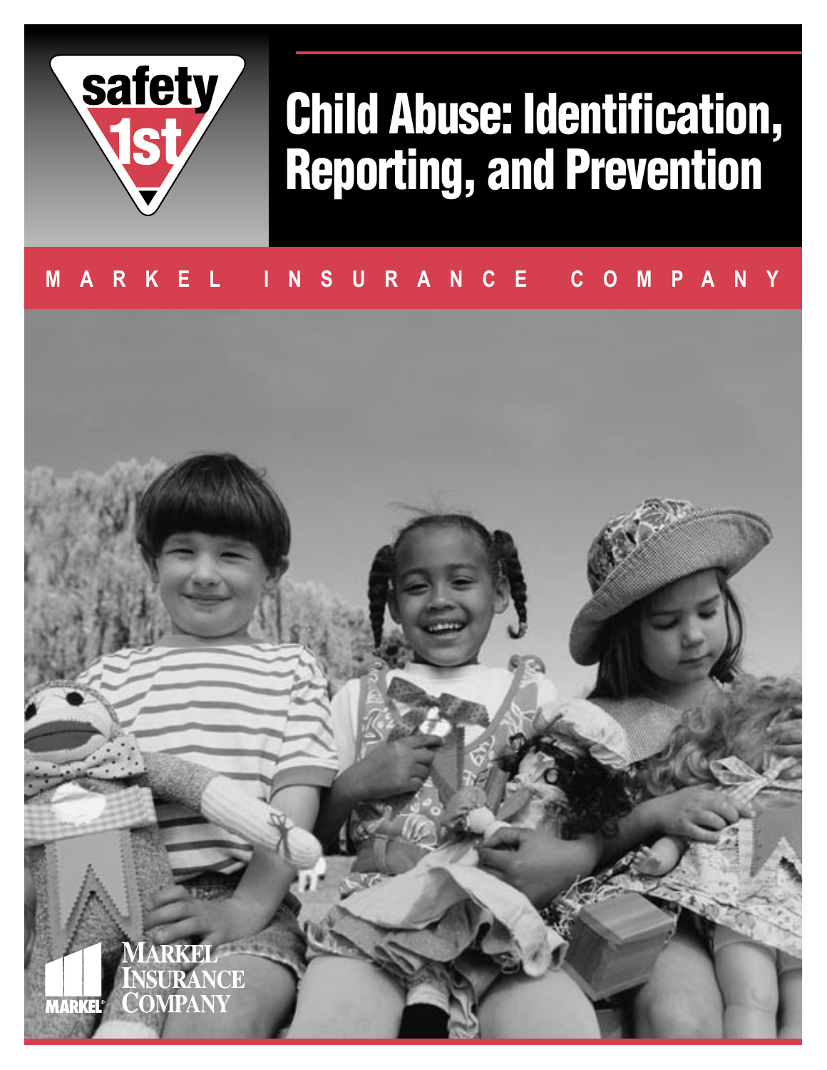safety 1st

# Child Abuse: Identification, Reporting, and Prevention

MARKEL INSURANCE COMPANY

MARKEL INSURANCE COMPANY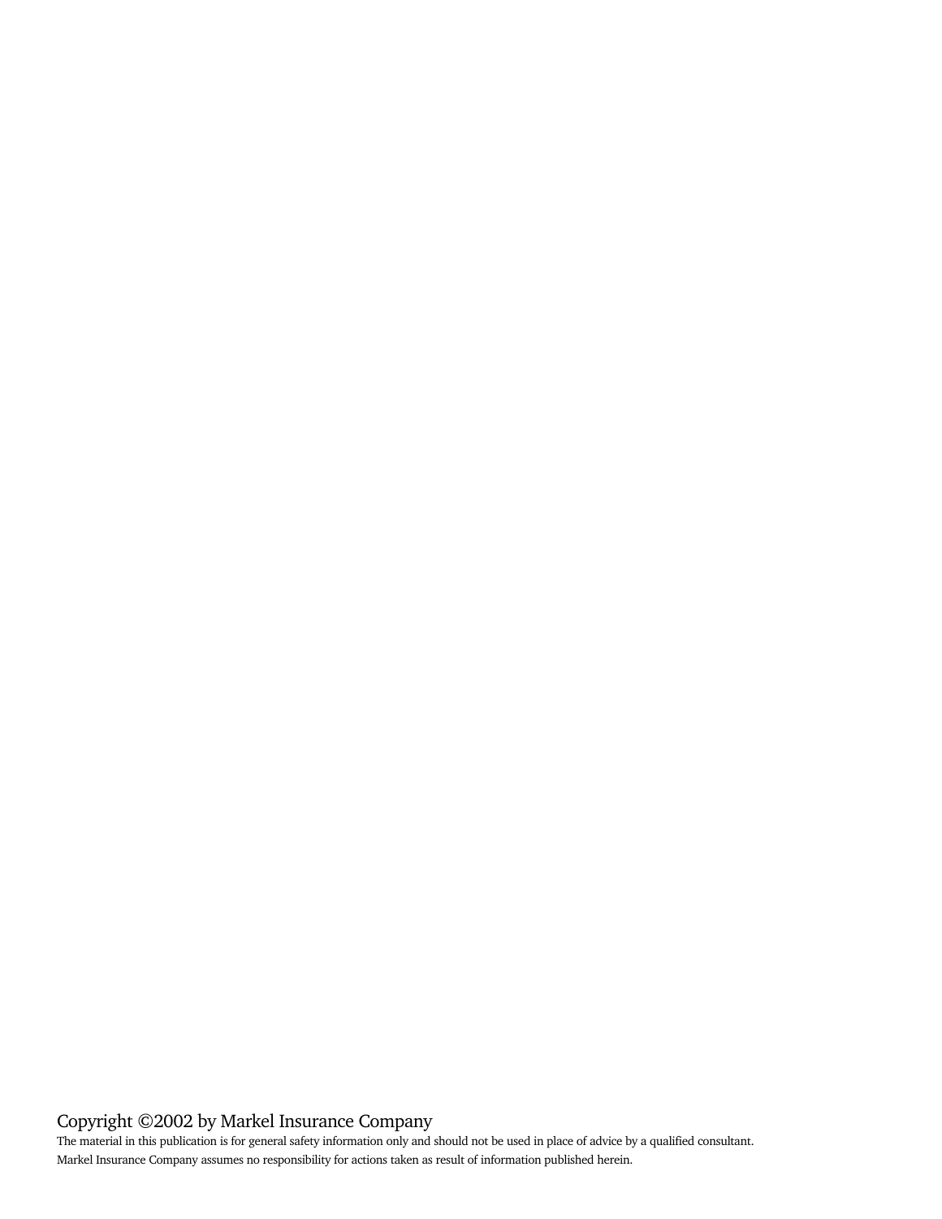Copyright ©2002 by Markel Insurance Company

The material in this publication is for general safety information only and should not be used in place of advice by a qualified consultant. Markel Insurance Company assumes no responsibility for actions taken as result of information published herein.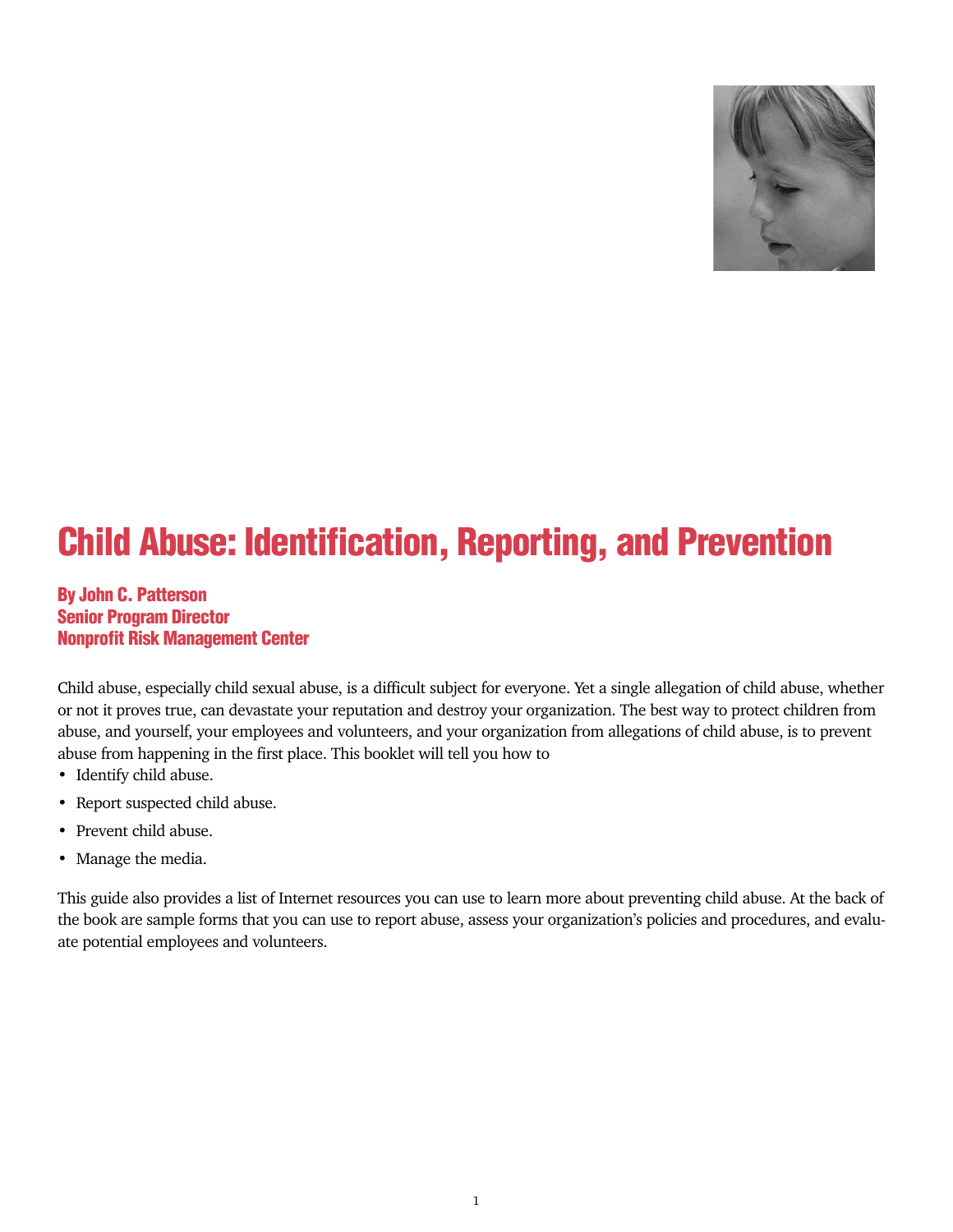# Child Abuse: Identification, Reporting, and Prevention

**By John C. Patterson**
**Senior Program Director**
**Nonprofit Risk Management Center**

Child abuse, especially child sexual abuse, is a difficult subject for everyone. Yet a single allegation of child abuse, whether or not it proves true, can devastate your reputation and destroy your organization. The best way to protect children from abuse, and yourself, your employees and volunteers, and your organization from allegations of child abuse, is to prevent abuse from happening in the first place. This booklet will tell you how to

- Identify child abuse.
- Report suspected child abuse.
- Prevent child abuse.
- Manage the media.

This guide also provides a list of Internet resources you can use to learn more about preventing child abuse. At the back of the book are sample forms that you can use to report abuse, assess your organization's policies and procedures, and evaluate potential employees and volunteers.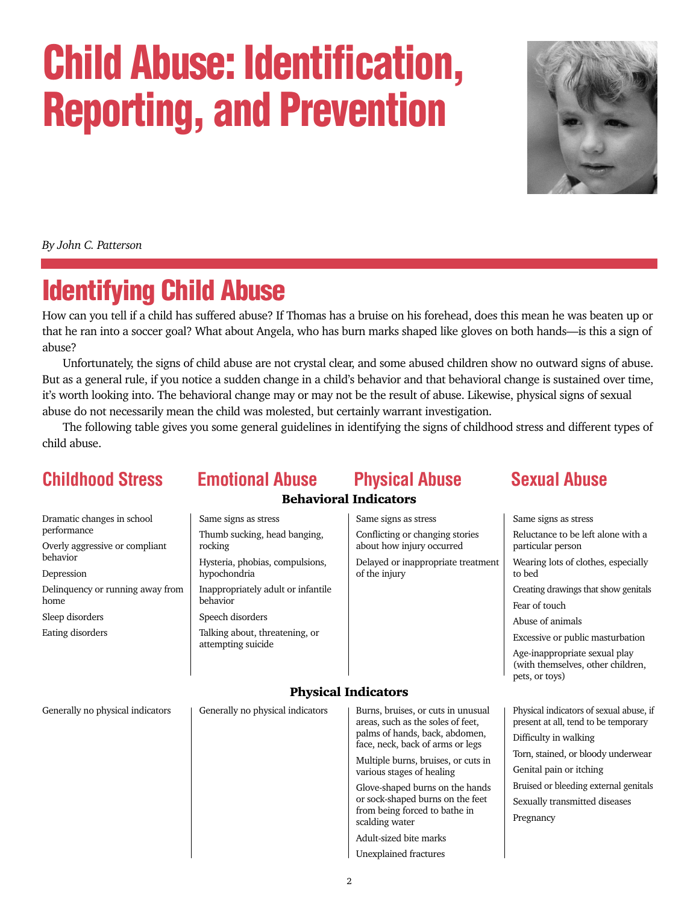# Child Abuse: Identification, Reporting, and Prevention

*By John C. Patterson*

## Identifying Child Abuse

How can you tell if a child has suffered abuse? If Thomas has a bruise on his forehead, does this mean he was beaten up or that he ran into a soccer goal? What about Angela, who has burn marks shaped like gloves on both hands—is this a sign of abuse?

Unfortunately, the signs of child abuse are not crystal clear, and some abused children show no outward signs of abuse. But as a general rule, if you notice a sudden change in a child's behavior and that behavioral change is sustained over time, it's worth looking into. The behavioral change may or may not be the result of abuse. Likewise, physical signs of sexual abuse do not necessarily mean the child was molested, but certainly warrant investigation.

The following table gives you some general guidelines in identifying the signs of childhood stress and different types of child abuse.

| | Childhood Stress | Emotional Abuse | Physical Abuse | Sexual Abuse |
|---|---|---|---|---|
| **Behavioral Indicators** | Dramatic changes in school performance<br>Overly aggressive or compliant behavior<br>Depression<br>Delinquency or running away from home<br>Sleep disorders<br>Eating disorders | Same signs as stress<br>Thumb sucking, head banging, rocking<br>Hysteria, phobias, compulsions, hypochondria<br>Inappropriately adult or infantile behavior<br>Speech disorders<br>Talking about, threatening, or attempting suicide | Same signs as stress<br>Conflicting or changing stories about how injury occurred<br>Delayed or inappropriate treatment of the injury | Same signs as stress<br>Reluctance to be left alone with a particular person<br>Wearing lots of clothes, especially to bed<br>Creating drawings that show genitals<br>Fear of touch<br>Abuse of animals<br>Excessive or public masturbation<br>Age-inappropriate sexual play (with themselves, other children, pets, or toys) |
| **Physical Indicators** | Generally no physical indicators | Generally no physical indicators | Burns, bruises, or cuts in unusual areas, such as the soles of feet, palms of hands, back, abdomen, face, neck, back of arms or legs<br>Multiple burns, bruises, or cuts in various stages of healing<br>Glove-shaped burns on the hands or sock-shaped burns on the feet from being forced to bathe in scalding water<br>Adult-sized bite marks<br>Unexplained fractures | Physical indicators of sexual abuse, if present at all, tend to be temporary<br>Difficulty in walking<br>Torn, stained, or bloody underwear<br>Genital pain or itching<br>Bruised or bleeding external genitals<br>Sexually transmitted diseases<br>Pregnancy |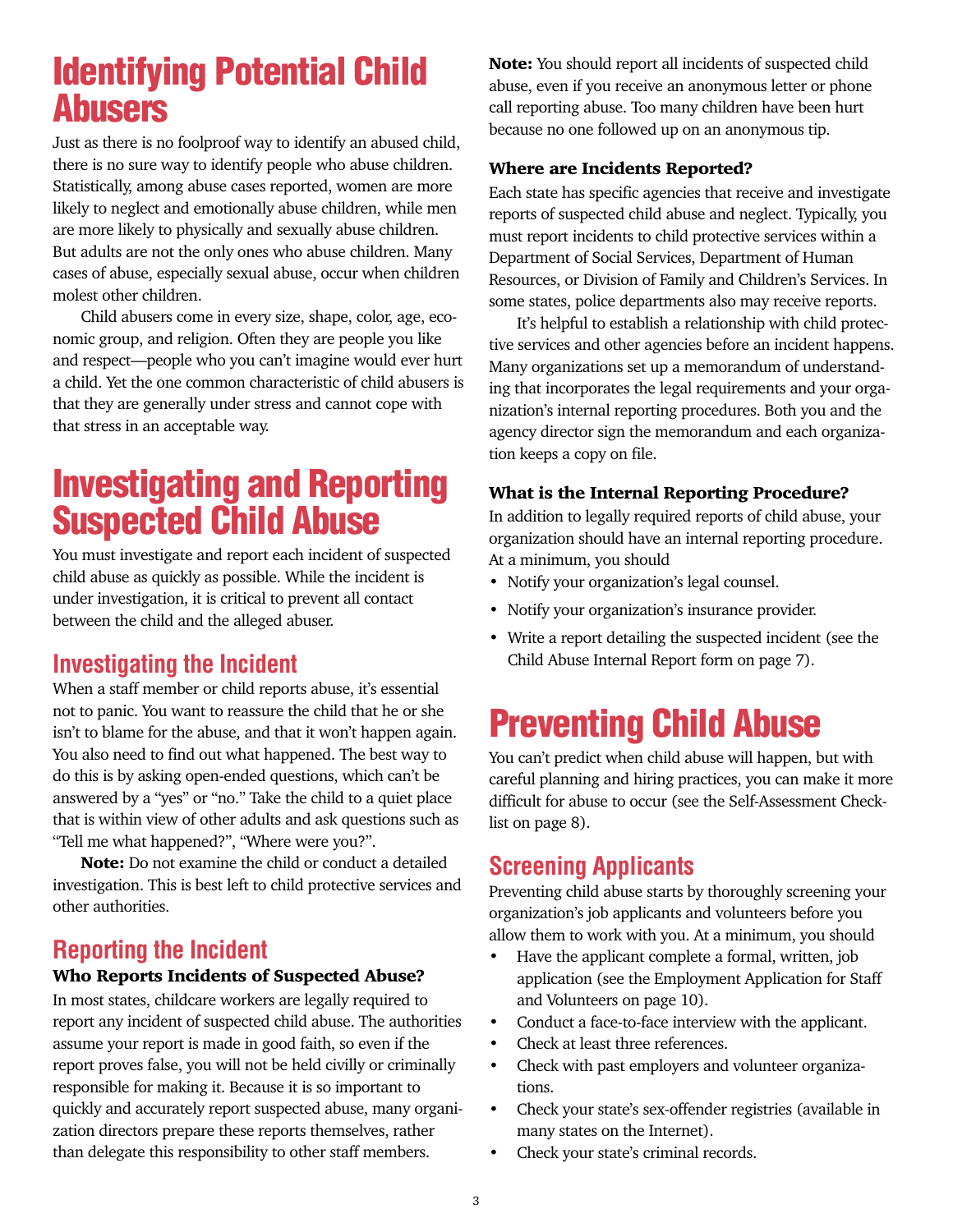# Identifying Potential Child Abusers

Just as there is no foolproof way to identify an abused child, there is no sure way to identify people who abuse children. Statistically, among abuse cases reported, women are more likely to neglect and emotionally abuse children, while men are more likely to physically and sexually abuse children. But adults are not the only ones who abuse children. Many cases of abuse, especially sexual abuse, occur when children molest other children.

Child abusers come in every size, shape, color, age, economic group, and religion. Often they are people you like and respect—people who you can't imagine would ever hurt a child. Yet the one common characteristic of child abusers is that they are generally under stress and cannot cope with that stress in an acceptable way.

# Investigating and Reporting Suspected Child Abuse

You must investigate and report each incident of suspected child abuse as quickly as possible. While the incident is under investigation, it is critical to prevent all contact between the child and the alleged abuser.

## Investigating the Incident

When a staff member or child reports abuse, it's essential not to panic. You want to reassure the child that he or she isn't to blame for the abuse, and that it won't happen again. You also need to find out what happened. The best way to do this is by asking open-ended questions, which can't be answered by a "yes" or "no." Take the child to a quiet place that is within view of other adults and ask questions such as "Tell me what happened?", "Where were you?".

**Note:** Do not examine the child or conduct a detailed investigation. This is best left to child protective services and other authorities.

## Reporting the Incident

### Who Reports Incidents of Suspected Abuse?

In most states, childcare workers are legally required to report any incident of suspected child abuse. The authorities assume your report is made in good faith, so even if the report proves false, you will not be held civilly or criminally responsible for making it. Because it is so important to quickly and accurately report suspected abuse, many organization directors prepare these reports themselves, rather than delegate this responsibility to other staff members.

**Note:** You should report all incidents of suspected child abuse, even if you receive an anonymous letter or phone call reporting abuse. Too many children have been hurt because no one followed up on an anonymous tip.

### Where are Incidents Reported?

Each state has specific agencies that receive and investigate reports of suspected child abuse and neglect. Typically, you must report incidents to child protective services within a Department of Social Services, Department of Human Resources, or Division of Family and Children's Services. In some states, police departments also may receive reports.

It's helpful to establish a relationship with child protective services and other agencies before an incident happens. Many organizations set up a memorandum of understanding that incorporates the legal requirements and your organization's internal reporting procedures. Both you and the agency director sign the memorandum and each organization keeps a copy on file.

### What is the Internal Reporting Procedure?

In addition to legally required reports of child abuse, your organization should have an internal reporting procedure. At a minimum, you should

- Notify your organization's legal counsel.
- Notify your organization's insurance provider.
- Write a report detailing the suspected incident (see the Child Abuse Internal Report form on page 7).

# Preventing Child Abuse

You can't predict when child abuse will happen, but with careful planning and hiring practices, you can make it more difficult for abuse to occur (see the Self-Assessment Checklist on page 8).

## Screening Applicants

Preventing child abuse starts by thoroughly screening your organization's job applicants and volunteers before you allow them to work with you. At a minimum, you should

- Have the applicant complete a formal, written, job application (see the Employment Application for Staff and Volunteers on page 10).
- Conduct a face-to-face interview with the applicant.
- Check at least three references.
- Check with past employers and volunteer organizations.
- Check your state's sex-offender registries (available in many states on the Internet).
- Check your state's criminal records.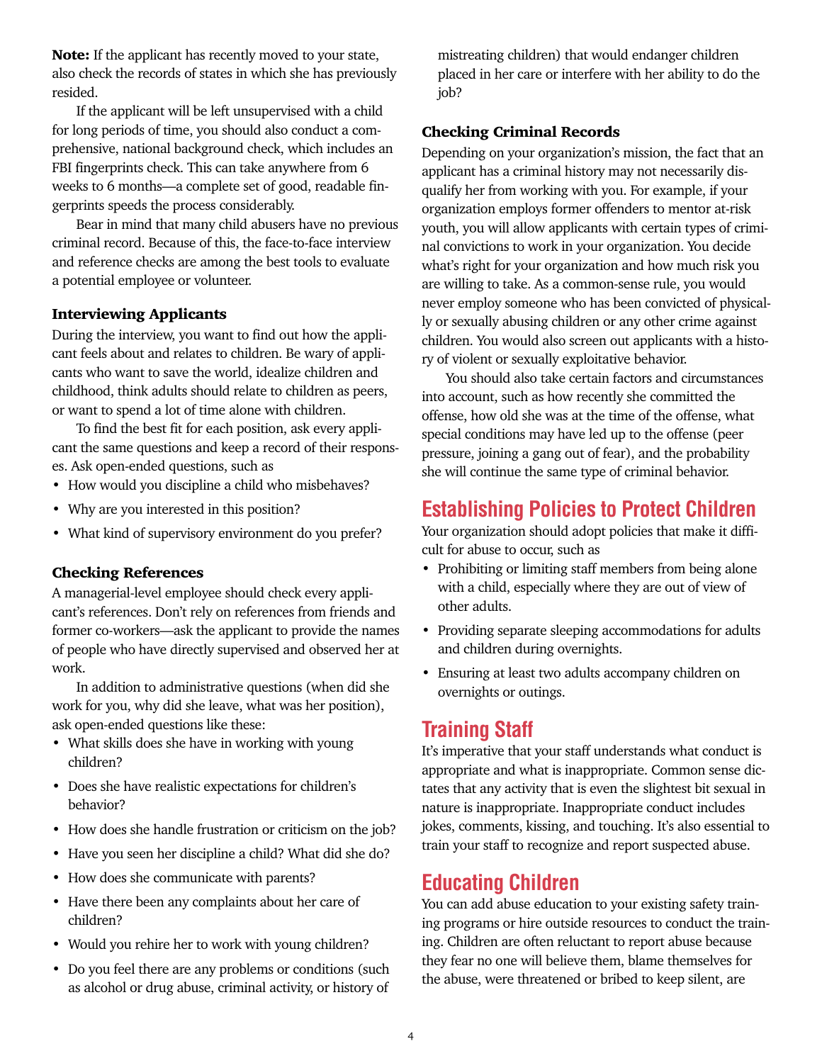**Note:** If the applicant has recently moved to your state, also check the records of states in which she has previously resided.

If the applicant will be left unsupervised with a child for long periods of time, you should also conduct a comprehensive, national background check, which includes an FBI fingerprints check. This can take anywhere from 6 weeks to 6 months—a complete set of good, readable fingerprints speeds the process considerably.

Bear in mind that many child abusers have no previous criminal record. Because of this, the face-to-face interview and reference checks are among the best tools to evaluate a potential employee or volunteer.

### Interviewing Applicants

During the interview, you want to find out how the applicant feels about and relates to children. Be wary of applicants who want to save the world, idealize children and childhood, think adults should relate to children as peers, or want to spend a lot of time alone with children.

To find the best fit for each position, ask every applicant the same questions and keep a record of their responses. Ask open-ended questions, such as

- How would you discipline a child who misbehaves?
- Why are you interested in this position?
- What kind of supervisory environment do you prefer?

### Checking References

A managerial-level employee should check every applicant's references. Don't rely on references from friends and former co-workers—ask the applicant to provide the names of people who have directly supervised and observed her at work.

In addition to administrative questions (when did she work for you, why did she leave, what was her position), ask open-ended questions like these:

- What skills does she have in working with young children?
- Does she have realistic expectations for children's behavior?
- How does she handle frustration or criticism on the job?
- Have you seen her discipline a child? What did she do?
- How does she communicate with parents?
- Have there been any complaints about her care of children?
- Would you rehire her to work with young children?
- Do you feel there are any problems or conditions (such as alcohol or drug abuse, criminal activity, or history of mistreating children) that would endanger children placed in her care or interfere with her ability to do the job?

### Checking Criminal Records

Depending on your organization's mission, the fact that an applicant has a criminal history may not necessarily disqualify her from working with you. For example, if your organization employs former offenders to mentor at-risk youth, you will allow applicants with certain types of criminal convictions to work in your organization. You decide what's right for your organization and how much risk you are willing to take. As a common-sense rule, you would never employ someone who has been convicted of physically or sexually abusing children or any other crime against children. You would also screen out applicants with a history of violent or sexually exploitative behavior.

You should also take certain factors and circumstances into account, such as how recently she committed the offense, how old she was at the time of the offense, what special conditions may have led up to the offense (peer pressure, joining a gang out of fear), and the probability she will continue the same type of criminal behavior.

## Establishing Policies to Protect Children

Your organization should adopt policies that make it difficult for abuse to occur, such as

- Prohibiting or limiting staff members from being alone with a child, especially where they are out of view of other adults.
- Providing separate sleeping accommodations for adults and children during overnights.
- Ensuring at least two adults accompany children on overnights or outings.

## Training Staff

It's imperative that your staff understands what conduct is appropriate and what is inappropriate. Common sense dictates that any activity that is even the slightest bit sexual in nature is inappropriate. Inappropriate conduct includes jokes, comments, kissing, and touching. It's also essential to train your staff to recognize and report suspected abuse.

## Educating Children

You can add abuse education to your existing safety training programs or hire outside resources to conduct the training. Children are often reluctant to report abuse because they fear no one will believe them, blame themselves for the abuse, were threatened or bribed to keep silent, are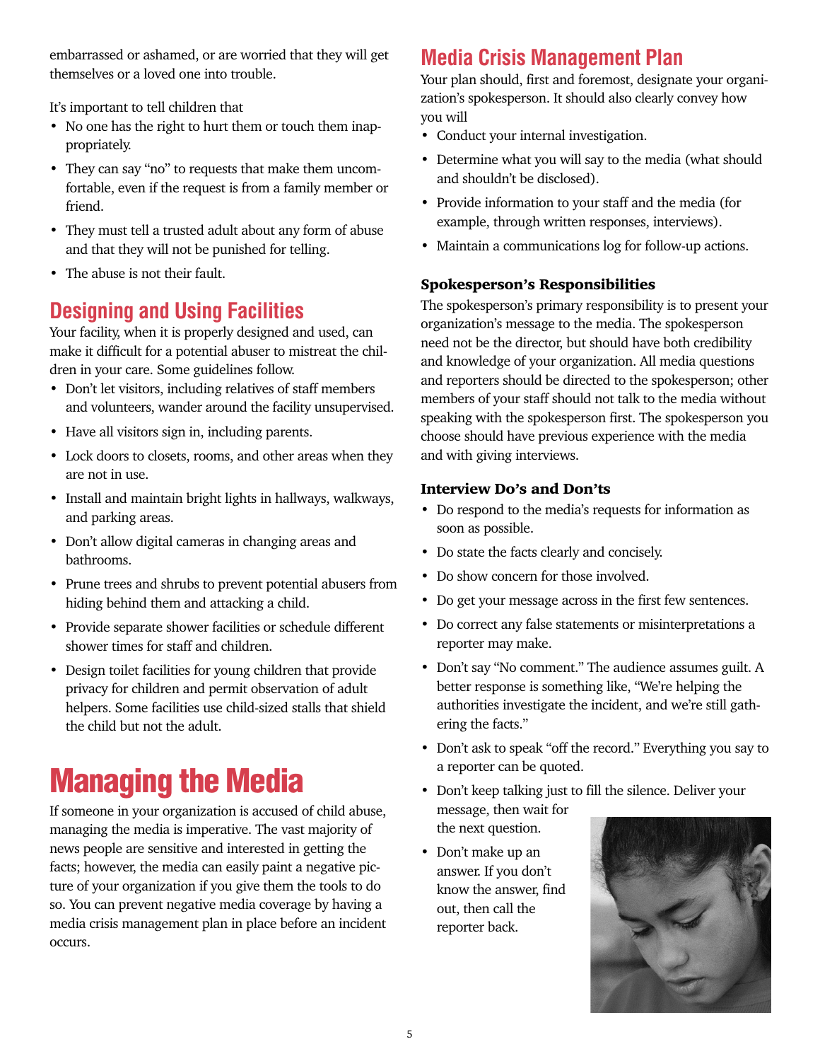embarrassed or ashamed, or are worried that they will get themselves or a loved one into trouble.

It's important to tell children that

- No one has the right to hurt them or touch them inappropriately.
- They can say "no" to requests that make them uncomfortable, even if the request is from a family member or friend.
- They must tell a trusted adult about any form of abuse and that they will not be punished for telling.
- The abuse is not their fault.

## Designing and Using Facilities

Your facility, when it is properly designed and used, can make it difficult for a potential abuser to mistreat the children in your care. Some guidelines follow.

- Don't let visitors, including relatives of staff members and volunteers, wander around the facility unsupervised.
- Have all visitors sign in, including parents.
- Lock doors to closets, rooms, and other areas when they are not in use.
- Install and maintain bright lights in hallways, walkways, and parking areas.
- Don't allow digital cameras in changing areas and bathrooms.
- Prune trees and shrubs to prevent potential abusers from hiding behind them and attacking a child.
- Provide separate shower facilities or schedule different shower times for staff and children.
- Design toilet facilities for young children that provide privacy for children and permit observation of adult helpers. Some facilities use child-sized stalls that shield the child but not the adult.

# Managing the Media

If someone in your organization is accused of child abuse, managing the media is imperative. The vast majority of news people are sensitive and interested in getting the facts; however, the media can easily paint a negative picture of your organization if you give them the tools to do so. You can prevent negative media coverage by having a media crisis management plan in place before an incident occurs.

## Media Crisis Management Plan

Your plan should, first and foremost, designate your organization's spokesperson. It should also clearly convey how you will

- Conduct your internal investigation.
- Determine what you will say to the media (what should and shouldn't be disclosed).
- Provide information to your staff and the media (for example, through written responses, interviews).
- Maintain a communications log for follow-up actions.

### Spokesperson's Responsibilities

The spokesperson's primary responsibility is to present your organization's message to the media. The spokesperson need not be the director, but should have both credibility and knowledge of your organization. All media questions and reporters should be directed to the spokesperson; other members of your staff should not talk to the media without speaking with the spokesperson first. The spokesperson you choose should have previous experience with the media and with giving interviews.

### Interview Do's and Don'ts

- Do respond to the media's requests for information as soon as possible.
- Do state the facts clearly and concisely.
- Do show concern for those involved.
- Do get your message across in the first few sentences.
- Do correct any false statements or misinterpretations a reporter may make.
- Don't say "No comment." The audience assumes guilt. A better response is something like, "We're helping the authorities investigate the incident, and we're still gathering the facts."
- Don't ask to speak "off the record." Everything you say to a reporter can be quoted.
- Don't keep talking just to fill the silence. Deliver your message, then wait for the next question.
- Don't make up an answer. If you don't know the answer, find out, then call the reporter back.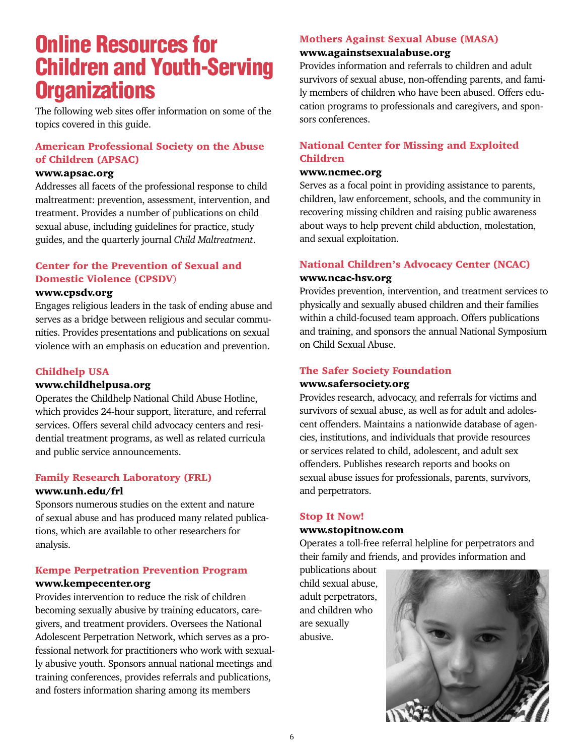# Online Resources for Children and Youth-Serving Organizations

The following web sites offer information on some of the topics covered in this guide.

### American Professional Society on the Abuse of Children (APSAC)

**www.apsac.org**

Addresses all facets of the professional response to child maltreatment: prevention, assessment, intervention, and treatment. Provides a number of publications on child sexual abuse, including guidelines for practice, study guides, and the quarterly journal *Child Maltreatment*.

### Center for the Prevention of Sexual and Domestic Violence (CPSDV)

**www.cpsdv.org**

Engages religious leaders in the task of ending abuse and serves as a bridge between religious and secular communities. Provides presentations and publications on sexual violence with an emphasis on education and prevention.

### Childhelp USA

**www.childhelpusa.org**

Operates the Childhelp National Child Abuse Hotline, which provides 24-hour support, literature, and referral services. Offers several child advocacy centers and residential treatment programs, as well as related curricula and public service announcements.

### Family Research Laboratory (FRL)

**www.unh.edu/frl**

Sponsors numerous studies on the extent and nature of sexual abuse and has produced many related publications, which are available to other researchers for analysis.

### Kempe Perpetration Prevention Program

**www.kempecenter.org**

Provides intervention to reduce the risk of children becoming sexually abusive by training educators, caregivers, and treatment providers. Oversees the National Adolescent Perpetration Network, which serves as a professional network for practitioners who work with sexually abusive youth. Sponsors annual national meetings and training conferences, provides referrals and publications, and fosters information sharing among its members

### Mothers Against Sexual Abuse (MASA)

**www.againstsexualabuse.org**

Provides information and referrals to children and adult survivors of sexual abuse, non-offending parents, and family members of children who have been abused. Offers education programs to professionals and caregivers, and sponsors conferences.

### National Center for Missing and Exploited Children

**www.ncmec.org**

Serves as a focal point in providing assistance to parents, children, law enforcement, schools, and the community in recovering missing children and raising public awareness about ways to help prevent child abduction, molestation, and sexual exploitation.

### National Children's Advocacy Center (NCAC)

**www.ncac-hsv.org**

Provides prevention, intervention, and treatment services to physically and sexually abused children and their families within a child-focused team approach. Offers publications and training, and sponsors the annual National Symposium on Child Sexual Abuse.

### The Safer Society Foundation

**www.safersociety.org**

Provides research, advocacy, and referrals for victims and survivors of sexual abuse, as well as for adult and adolescent offenders. Maintains a nationwide database of agencies, institutions, and individuals that provide resources or services related to child, adolescent, and adult sex offenders. Publishes research reports and books on sexual abuse issues for professionals, parents, survivors, and perpetrators.

### Stop It Now!

**www.stopitnow.com**

Operates a toll-free referral helpline for perpetrators and their family and friends, and provides information and publications about child sexual abuse, adult perpetrators, and children who are sexually abusive.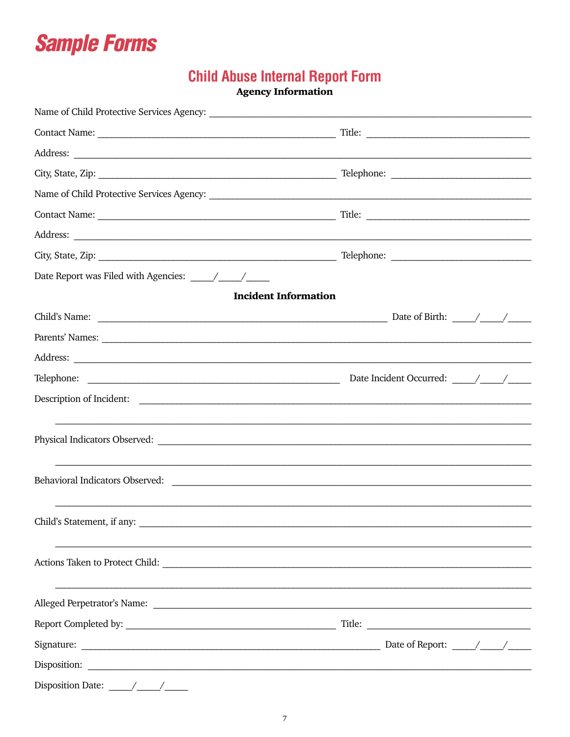# Sample Forms

## Child Abuse Internal Report Form

### Agency Information

Name of Child Protective Services Agency: ______________________________________________

Contact Name: ______________________________ Title: ______________________

Address: ______________________________________________________________

City, State, Zip: ______________________________ Telephone: ____________________

Name of Child Protective Services Agency: ______________________________________________

Contact Name: ______________________________ Title: ______________________

Address: ______________________________________________________________

City, State, Zip: ______________________________ Telephone: ____________________

Date Report was Filed with Agencies: _____/_____/_____

### Incident Information

Child's Name: ______________________________________ Date of Birth: _____/_____/_____

Parents' Names: ______________________________________________________________

Address: ______________________________________________________________

Telephone: ________________________________ Date Incident Occurred: _____/_____/_____

Description of Incident: ______________________________________________________

______________________________________________________________

Physical Indicators Observed: __________________________________________________

______________________________________________________________

Behavioral Indicators Observed: ________________________________________________

______________________________________________________________

Child's Statement, if any: ______________________________________________________

______________________________________________________________

Actions Taken to Protect Child: ________________________________________________

______________________________________________________________

Alleged Perpetrator's Name: ____________________________________________________

Report Completed by: ____________________________ Title: ______________________

Signature: ______________________________________ Date of Report: _____/_____/_____

Disposition: ______________________________________________________________

Disposition Date: _____/_____/_____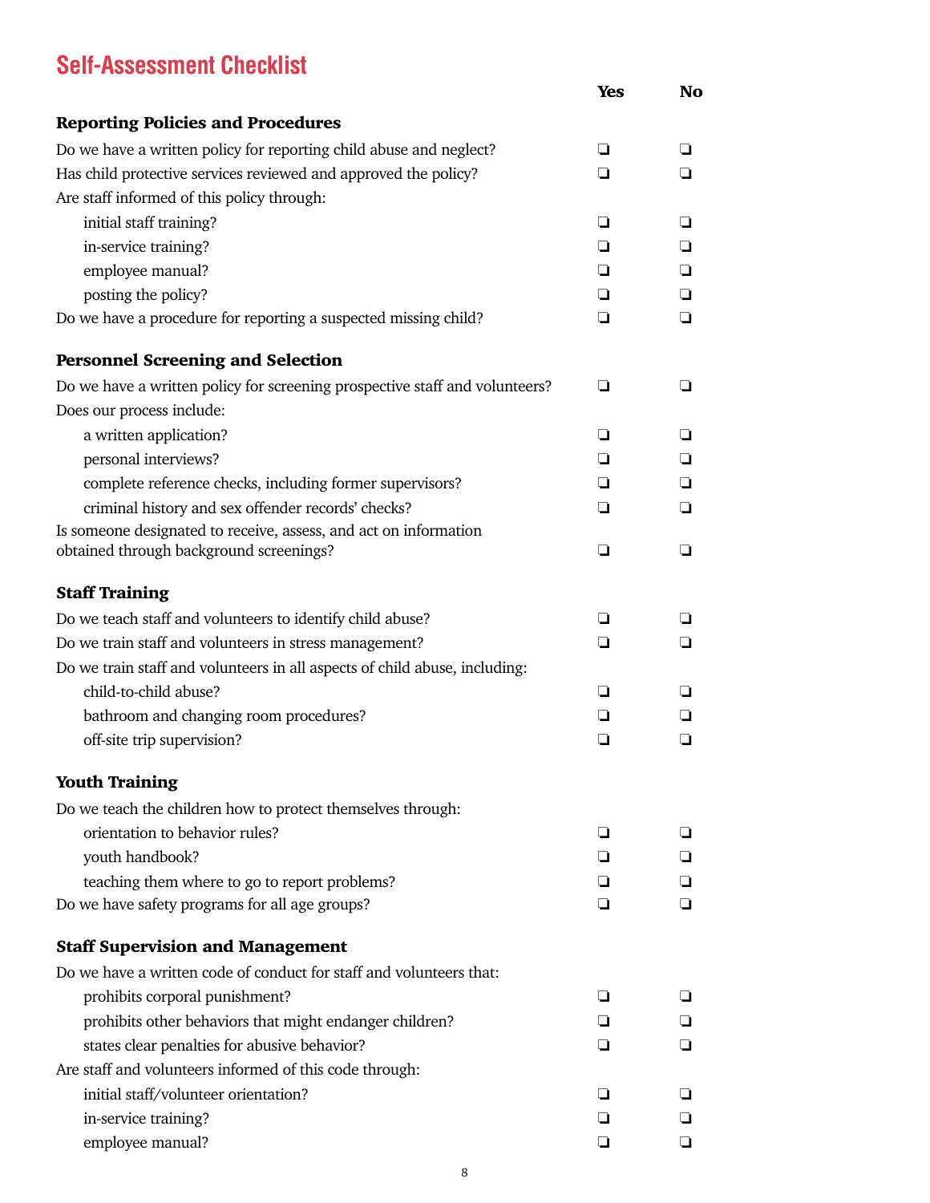# Self-Assessment Checklist

| | Yes | No |
|---|---|---|
| **Reporting Policies and Procedures** | | |
| Do we have a written policy for reporting child abuse and neglect? | ❏ | ❏ |
| Has child protective services reviewed and approved the policy? | ❏ | ❏ |
| Are staff informed of this policy through: | | |
| initial staff training? | ❏ | ❏ |
| in-service training? | ❏ | ❏ |
| employee manual? | ❏ | ❏ |
| posting the policy? | ❏ | ❏ |
| Do we have a procedure for reporting a suspected missing child? | ❏ | ❏ |
| **Personnel Screening and Selection** | | |
| Do we have a written policy for screening prospective staff and volunteers? | ❏ | ❏ |
| Does our process include: | | |
| a written application? | ❏ | ❏ |
| personal interviews? | ❏ | ❏ |
| complete reference checks, including former supervisors? | ❏ | ❏ |
| criminal history and sex offender records' checks? | ❏ | ❏ |
| Is someone designated to receive, assess, and act on information obtained through background screenings? | ❏ | ❏ |
| **Staff Training** | | |
| Do we teach staff and volunteers to identify child abuse? | ❏ | ❏ |
| Do we train staff and volunteers in stress management? | ❏ | ❏ |
| Do we train staff and volunteers in all aspects of child abuse, including: | | |
| child-to-child abuse? | ❏ | ❏ |
| bathroom and changing room procedures? | ❏ | ❏ |
| off-site trip supervision? | ❏ | ❏ |
| **Youth Training** | | |
| Do we teach the children how to protect themselves through: | | |
| orientation to behavior rules? | ❏ | ❏ |
| youth handbook? | ❏ | ❏ |
| teaching them where to go to report problems? | ❏ | ❏ |
| Do we have safety programs for all age groups? | ❏ | ❏ |
| **Staff Supervision and Management** | | |
| Do we have a written code of conduct for staff and volunteers that: | | |
| prohibits corporal punishment? | ❏ | ❏ |
| prohibits other behaviors that might endanger children? | ❏ | ❏ |
| states clear penalties for abusive behavior? | ❏ | ❏ |
| Are staff and volunteers informed of this code through: | | |
| initial staff/volunteer orientation? | ❏ | ❏ |
| in-service training? | ❏ | ❏ |
| employee manual? | ❏ | ❏ |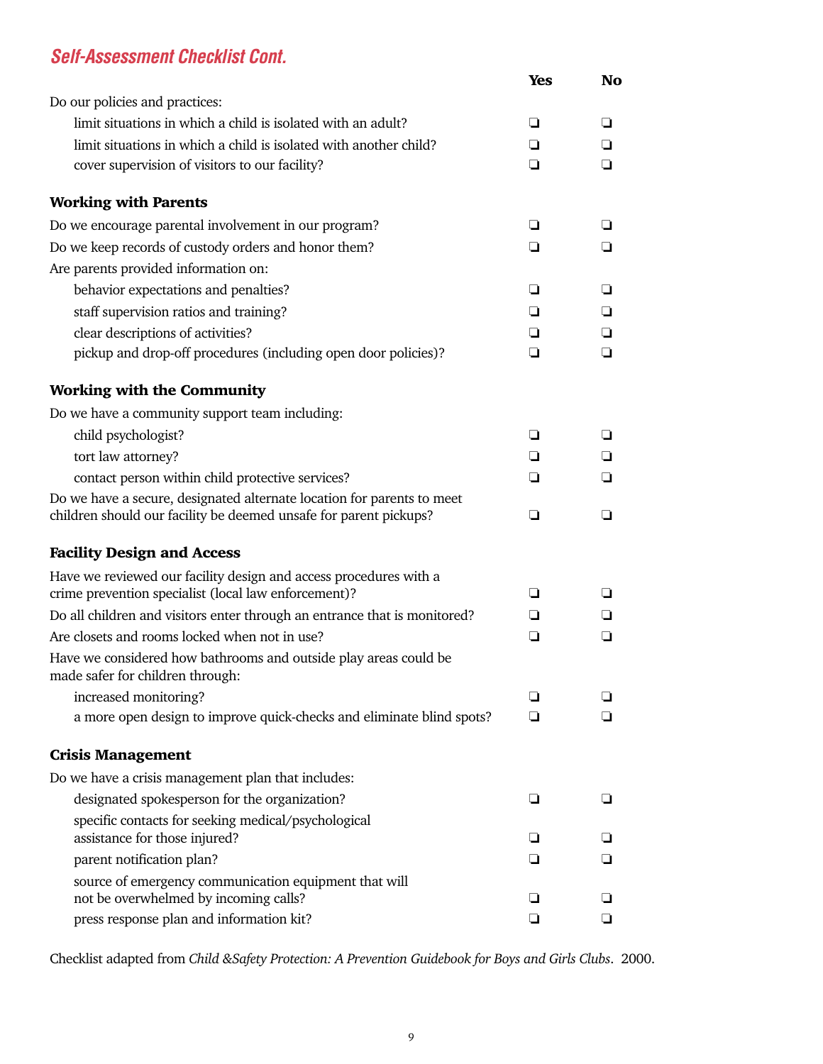## Self-Assessment Checklist Cont.

| | Yes | No |
|---|---|---|
| Do our policies and practices: | | |
| limit situations in which a child is isolated with an adult? | ❑ | ❑ |
| limit situations in which a child is isolated with another child? | ❑ | ❑ |
| cover supervision of visitors to our facility? | ❑ | ❑ |
| **Working with Parents** | | |
| Do we encourage parental involvement in our program? | ❑ | ❑ |
| Do we keep records of custody orders and honor them? | ❑ | ❑ |
| Are parents provided information on: | | |
| behavior expectations and penalties? | ❑ | ❑ |
| staff supervision ratios and training? | ❑ | ❑ |
| clear descriptions of activities? | ❑ | ❑ |
| pickup and drop-off procedures (including open door policies)? | ❑ | ❑ |
| **Working with the Community** | | |
| Do we have a community support team including: | | |
| child psychologist? | ❑ | ❑ |
| tort law attorney? | ❑ | ❑ |
| contact person within child protective services? | ❑ | ❑ |
| Do we have a secure, designated alternate location for parents to meet children should our facility be deemed unsafe for parent pickups? | ❑ | ❑ |
| **Facility Design and Access** | | |
| Have we reviewed our facility design and access procedures with a crime prevention specialist (local law enforcement)? | ❑ | ❑ |
| Do all children and visitors enter through an entrance that is monitored? | ❑ | ❑ |
| Are closets and rooms locked when not in use? | ❑ | ❑ |
| Have we considered how bathrooms and outside play areas could be made safer for children through: | | |
| increased monitoring? | ❑ | ❑ |
| a more open design to improve quick-checks and eliminate blind spots? | ❑ | ❑ |
| **Crisis Management** | | |
| Do we have a crisis management plan that includes: | | |
| designated spokesperson for the organization? | ❑ | ❑ |
| specific contacts for seeking medical/psychological assistance for those injured? | ❑ | ❑ |
| parent notification plan? | ❑ | ❑ |
| source of emergency communication equipment that will not be overwhelmed by incoming calls? | ❑ | ❑ |
| press response plan and information kit? | ❑ | ❑ |

Checklist adapted from *Child &Safety Protection: A Prevention Guidebook for Boys and Girls Clubs*. 2000.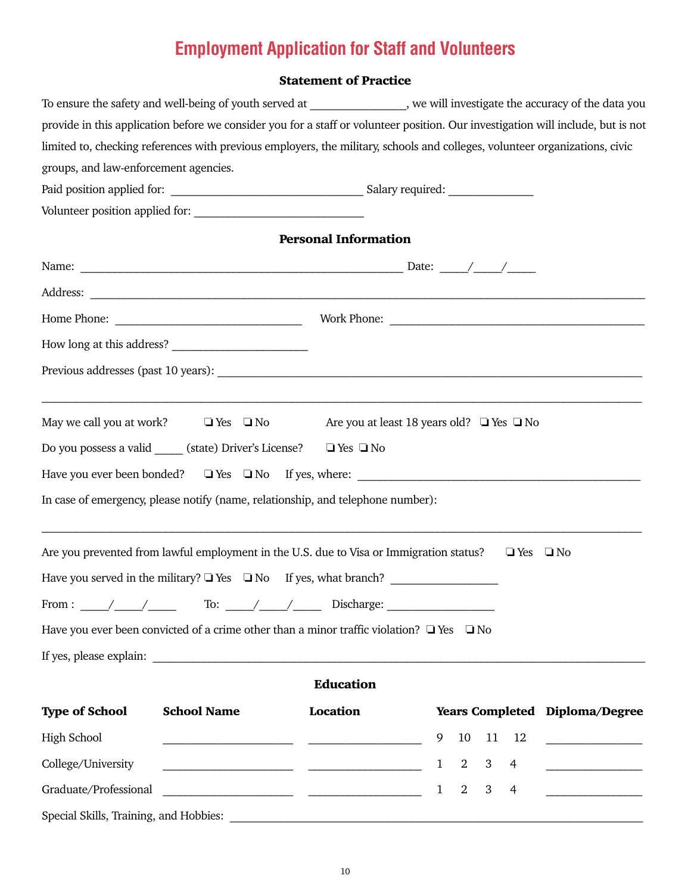# Employment Application for Staff and Volunteers

### Statement of Practice

To ensure the safety and well-being of youth served at _______________, we will investigate the accuracy of the data you provide in this application before we consider you for a staff or volunteer position. Our investigation will include, but is not limited to, checking references with previous employers, the military, schools and colleges, volunteer organizations, civic groups, and law-enforcement agencies.

Paid position applied for: ______________________________ Salary required: _____________

Volunteer position applied for: __________________________

### Personal Information

Name: __________________________________________________ Date: ____/____/____

Address: ______________________________________________________________________________

Home Phone: _____________________________ Work Phone: ________________________________________

How long at this address? _____________________

Previous addresses (past 10 years): _____________________________________________________________

______________________________________________________________________________________

May we call you at work? ❑ Yes ❑ No Are you at least 18 years old? ❑ Yes ❑ No

Do you possess a valid ____ (state) Driver's License? ❑ Yes ❑ No

Have you ever been bonded? ❑ Yes ❑ No If yes, where: ____________________________________________

In case of emergency, please notify (name, relationship, and telephone number):

______________________________________________________________________________________

Are you prevented from lawful employment in the U.S. due to Visa or Immigration status? ❑ Yes ❑ No

Have you served in the military? ❑ Yes ❑ No If yes, what branch? ________________

From : ____/____/____ To: ____/____/____ Discharge: ________________

Have you ever been convicted of a crime other than a minor traffic violation? ❑ Yes ❑ No

If yes, please explain: __________________________________________________________________________

### Education

| Type of School | School Name | Location | Years Completed | Diploma/Degree |
|---|---|---|---|---|
| High School | ____________________ | __________________ | 9 10 11 12 | _______________ |
| College/University | ____________________ | __________________ | 1 2 3 4 | _______________ |
| Graduate/Professional | ____________________ | __________________ | 1 2 3 4 | _______________ |

Special Skills, Training, and Hobbies: ______________________________________________________________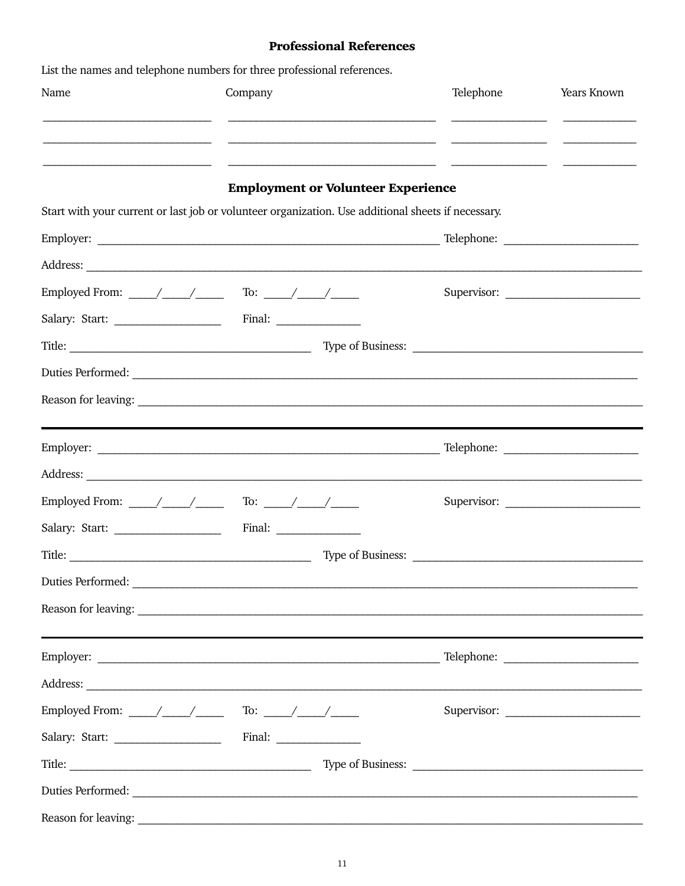## Professional References

List the names and telephone numbers for three professional references.

| Name | Company | Telephone | Years Known |
| --- | --- | --- | --- |
| | | | |
| | | | |
| | | | |

## Employment or Volunteer Experience

Start with your current or last job or volunteer organization. Use additional sheets if necessary.

Employer: ____________________________________________ Telephone: __________________

Address: ______________________________________________________________________

Employed From: ____/____/____ To: ____/____/____ Supervisor: __________________

Salary: Start: ______________ Final: ____________

Title: _________________________________ Type of Business: _______________________________

Duties Performed: _______________________________________________________________

Reason for leaving: ______________________________________________________________

---

Employer: ____________________________________________ Telephone: __________________

Address: ______________________________________________________________________

Employed From: ____/____/____ To: ____/____/____ Supervisor: __________________

Salary: Start: ______________ Final: ____________

Title: _________________________________ Type of Business: _______________________________

Duties Performed: _______________________________________________________________

Reason for leaving: ______________________________________________________________

---

Employer: ____________________________________________ Telephone: __________________

Address: ______________________________________________________________________

Employed From: ____/____/____ To: ____/____/____ Supervisor: __________________

Salary: Start: ______________ Final: ____________

Title: _________________________________ Type of Business: _______________________________

Duties Performed: _______________________________________________________________

Reason for leaving: ______________________________________________________________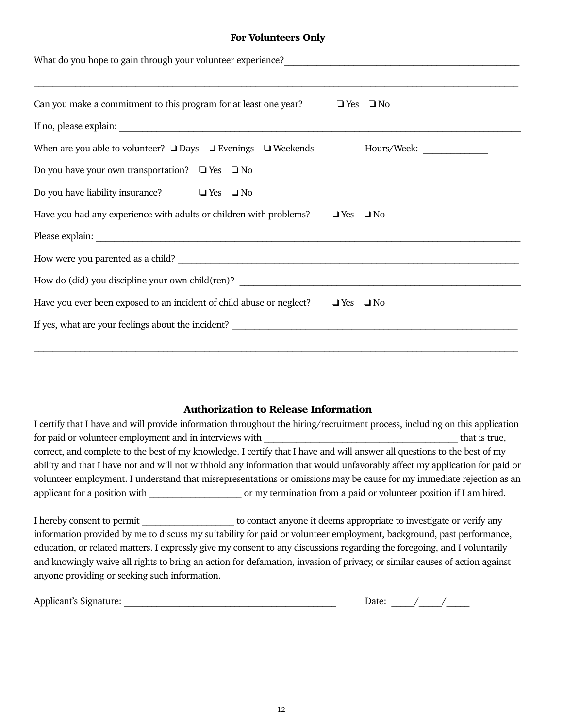## For Volunteers Only

What do you hope to gain through your volunteer experience?_______________________________________________

_______________________________________________________________________________________________

Can you make a commitment to this program for at least one year? ❑ Yes ❑ No

If no, please explain: ____________________________________________________________________________

When are you able to volunteer? ❑ Days ❑ Evenings ❑ Weekends Hours/Week: ____________

Do you have your own transportation? ❑ Yes ❑ No

Do you have liability insurance? ❑ Yes ❑ No

Have you had any experience with adults or children with problems? ❑ Yes ❑ No

Please explain: _________________________________________________________________________________

How were you parented as a child? ___________________________________________________________________

How do (did) you discipline your own child(ren)? _______________________________________________________

Have you ever been exposed to an incident of child abuse or neglect? ❑ Yes ❑ No

If yes, what are your feelings about the incident? ______________________________________________________

_______________________________________________________________________________________________

## Authorization to Release Information

I certify that I have and will provide information throughout the hiring/recruitment process, including on this application for paid or volunteer employment and in interviews with ____________________________________ that is true, correct, and complete to the best of my knowledge. I certify that I have and will answer all questions to the best of my ability and that I have not and will not withhold any information that would unfavorably affect my application for paid or volunteer employment. I understand that misrepresentations or omissions may be cause for my immediate rejection as an applicant for a position with __________________ or my termination from a paid or volunteer position if I am hired.

I hereby consent to permit __________________ to contact anyone it deems appropriate to investigate or verify any information provided by me to discuss my suitability for paid or volunteer employment, background, past performance, education, or related matters. I expressly give my consent to any discussions regarding the foregoing, and I voluntarily and knowingly waive all rights to bring an action for defamation, invasion of privacy, or similar causes of action against anyone providing or seeking such information.

Applicant's Signature: ________________________________________ Date: _____/_____/_____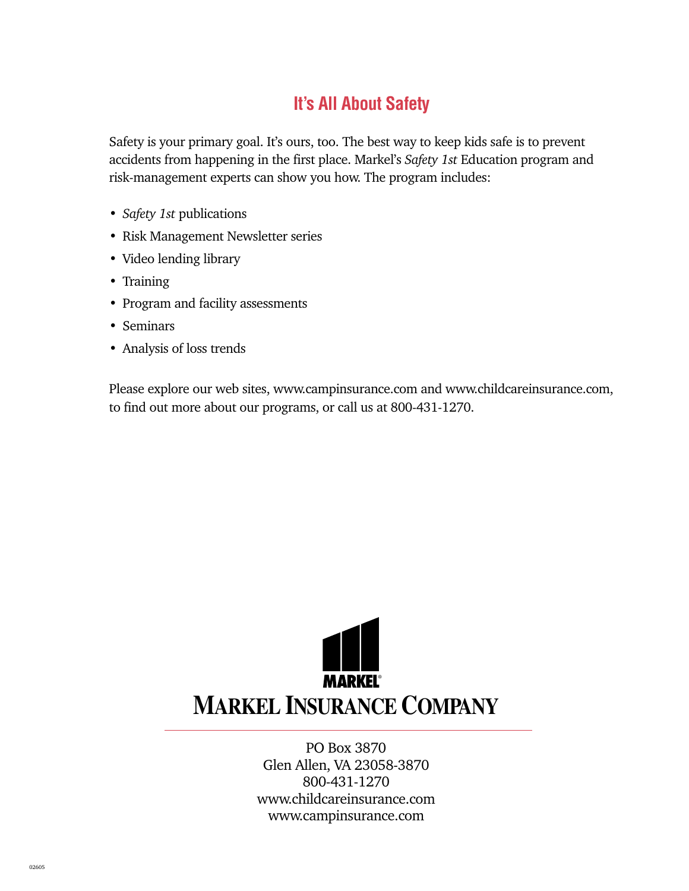## It's All About Safety

Safety is your primary goal. It's ours, too. The best way to keep kids safe is to prevent accidents from happening in the first place. Markel's *Safety 1st* Education program and risk-management experts can show you how. The program includes:

- *Safety 1st* publications
- Risk Management Newsletter series
- Video lending library
- Training
- Program and facility assessments
- Seminars
- Analysis of loss trends

Please explore our web sites, www.campinsurance.com and www.childcareinsurance.com, to find out more about our programs, or call us at 800-431-1270.

MARKEL®

**MARKEL INSURANCE COMPANY**

PO Box 3870
Glen Allen, VA 23058-3870
800-431-1270
www.childcareinsurance.com
www.campinsurance.com

02605